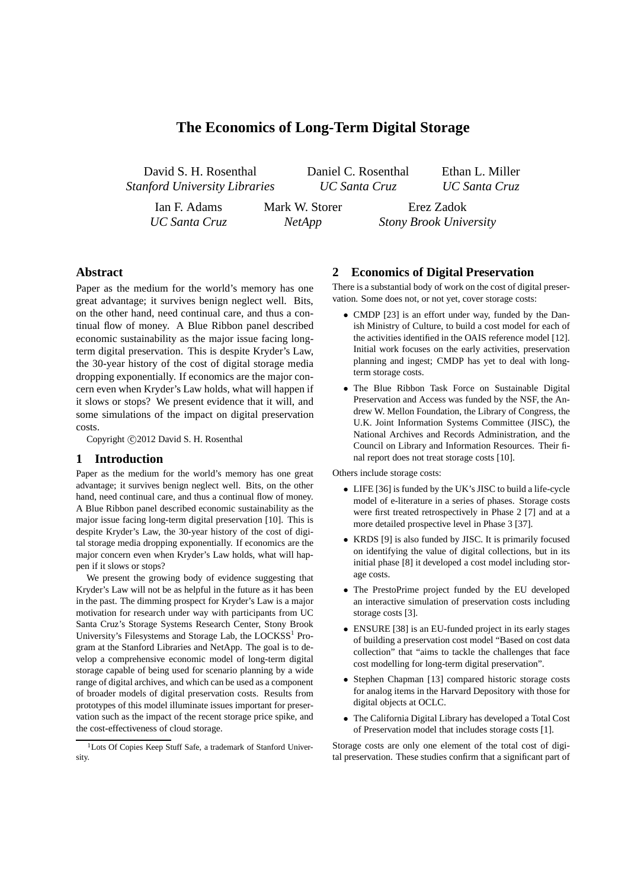# The Economics of Long-Term Digital Storage

David S. H. Rosenthal
*Stanford University Libraries*

Daniel C. Rosenthal
*UC Santa Cruz*

Ethan L. Miller
*UC Santa Cruz*

Ian F. Adams
*UC Santa Cruz*

Mark W. Storer
*NetApp*

Erez Zadok
*Stony Brook University*

## Abstract

Paper as the medium for the world's memory has one great advantage; it survives benign neglect well. Bits, on the other hand, need continual care, and thus a continual flow of money. A Blue Ribbon panel described economic sustainability as the major issue facing long-term digital preservation. This is despite Kryder's Law, the 30-year history of the cost of digital storage media dropping exponentially. If economics are the major concern even when Kryder's Law holds, what will happen if it slows or stops? We present evidence that it will, and some simulations of the impact on digital preservation costs.

Copyright ©2012 David S. H. Rosenthal

## 1 Introduction

Paper as the medium for the world's memory has one great advantage; it survives benign neglect well. Bits, on the other hand, need continual care, and thus a continual flow of money. A Blue Ribbon panel described economic sustainability as the major issue facing long-term digital preservation [10]. This is despite Kryder's Law, the 30-year history of the cost of digital storage media dropping exponentially. If economics are the major concern even when Kryder's Law holds, what will happen if it slows or stops?

We present the growing body of evidence suggesting that Kryder's Law will not be as helpful in the future as it has been in the past. The dimming prospect for Kryder's Law is a major motivation for research under way with participants from UC Santa Cruz's Storage Systems Research Center, Stony Brook University's Filesystems and Storage Lab, the LOCKSS[1] Program at the Stanford Libraries and NetApp. The goal is to develop a comprehensive economic model of long-term digital storage capable of being used for scenario planning by a wide range of digital archives, and which can be used as a component of broader models of digital preservation costs. Results from prototypes of this model illuminate issues important for preservation such as the impact of the recent storage price spike, and the cost-effectiveness of cloud storage.

[1] Lots Of Copies Keep Stuff Safe, a trademark of Stanford University.

## 2 Economics of Digital Preservation

There is a substantial body of work on the cost of digital preservation. Some does not, or not yet, cover storage costs:

- CMDP [23] is an effort under way, funded by the Danish Ministry of Culture, to build a cost model for each of the activities identified in the OAIS reference model [12]. Initial work focuses on the early activities, preservation planning and ingest; CMDP has yet to deal with long-term storage costs.
- The Blue Ribbon Task Force on Sustainable Digital Preservation and Access was funded by the NSF, the Andrew W. Mellon Foundation, the Library of Congress, the U.K. Joint Information Systems Committee (JISC), the National Archives and Records Administration, and the Council on Library and Information Resources. Their final report does not treat storage costs [10].

Others include storage costs:

- LIFE [36] is funded by the UK's JISC to build a life-cycle model of e-literature in a series of phases. Storage costs were first treated retrospectively in Phase 2 [7] and at a more detailed prospective level in Phase 3 [37].
- KRDS [9] is also funded by JISC. It is primarily focused on identifying the value of digital collections, but in its initial phase [8] it developed a cost model including storage costs.
- The PrestoPrime project funded by the EU developed an interactive simulation of preservation costs including storage costs [3].
- ENSURE [38] is an EU-funded project in its early stages of building a preservation cost model "Based on cost data collection" that "aims to tackle the challenges that face cost modelling for long-term digital preservation".
- Stephen Chapman [13] compared historic storage costs for analog items in the Harvard Depository with those for digital objects at OCLC.
- The California Digital Library has developed a Total Cost of Preservation model that includes storage costs [1].

Storage costs are only one element of the total cost of digital preservation. These studies confirm that a significant part of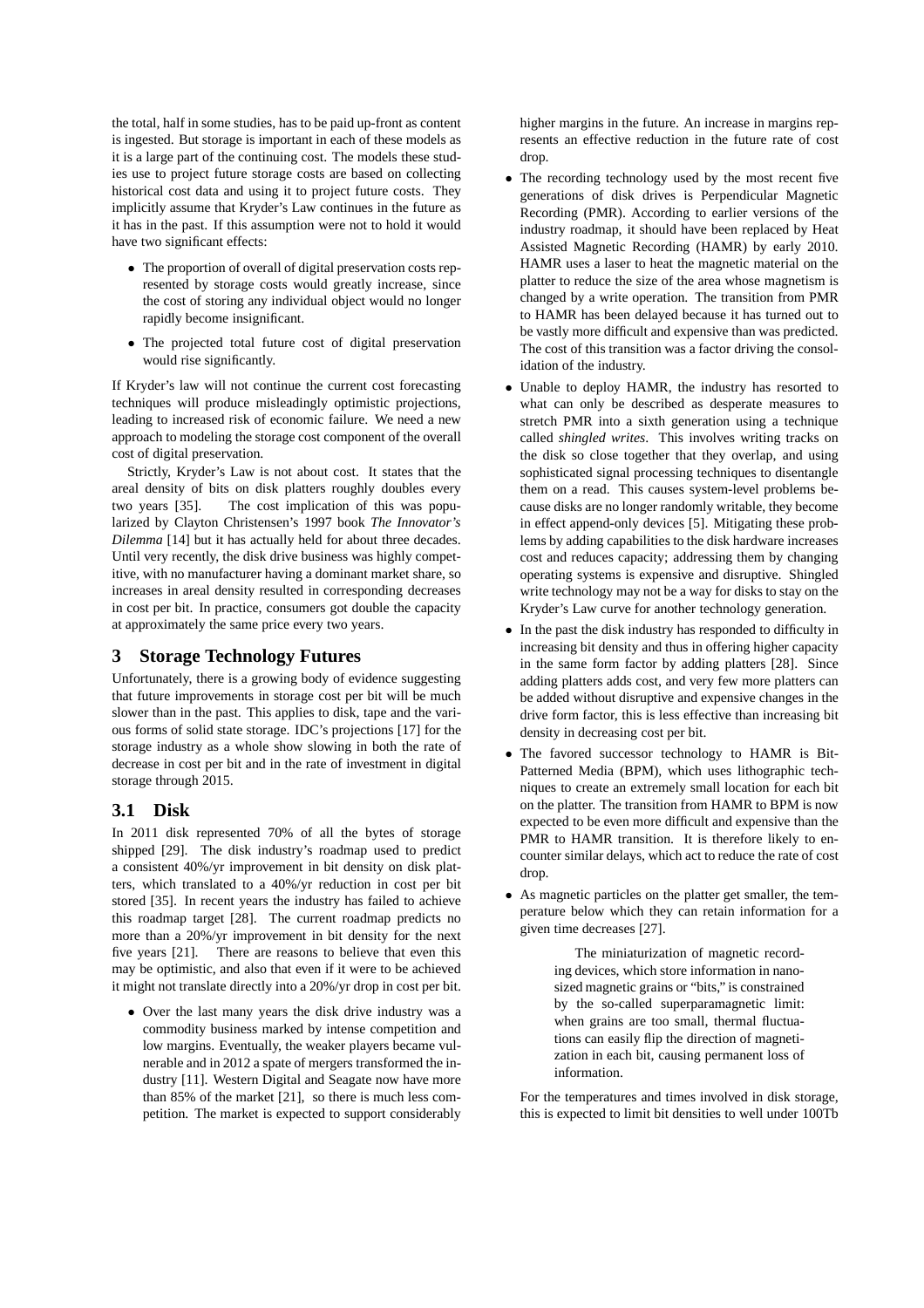the total, half in some studies, has to be paid up-front as content is ingested. But storage is important in each of these models as it is a large part of the continuing cost. The models these studies use to project future storage costs are based on collecting historical cost data and using it to project future costs. They implicitly assume that Kryder's Law continues in the future as it has in the past. If this assumption were not to hold it would have two significant effects:

- The proportion of overall of digital preservation costs represented by storage costs would greatly increase, since the cost of storing any individual object would no longer rapidly become insignificant.
- The projected total future cost of digital preservation would rise significantly.

If Kryder's law will not continue the current cost forecasting techniques will produce misleadingly optimistic projections, leading to increased risk of economic failure. We need a new approach to modeling the storage cost component of the overall cost of digital preservation.

Strictly, Kryder's Law is not about cost. It states that the areal density of bits on disk platters roughly doubles every two years [35]. The cost implication of this was popularized by Clayton Christensen's 1997 book *The Innovator's Dilemma* [14] but it has actually held for about three decades. Until very recently, the disk drive business was highly competitive, with no manufacturer having a dominant market share, so increases in areal density resulted in corresponding decreases in cost per bit. In practice, consumers got double the capacity at approximately the same price every two years.

## 3 Storage Technology Futures

Unfortunately, there is a growing body of evidence suggesting that future improvements in storage cost per bit will be much slower than in the past. This applies to disk, tape and the various forms of solid state storage. IDC's projections [17] for the storage industry as a whole show slowing in both the rate of decrease in cost per bit and in the rate of investment in digital storage through 2015.

### 3.1 Disk

In 2011 disk represented 70% of all the bytes of storage shipped [29]. The disk industry's roadmap used to predict a consistent 40%/yr improvement in bit density on disk platters, which translated to a 40%/yr reduction in cost per bit stored [35]. In recent years the industry has failed to achieve this roadmap target [28]. The current roadmap predicts no more than a 20%/yr improvement in bit density for the next five years [21]. There are reasons to believe that even this may be optimistic, and also that even if it were to be achieved it might not translate directly into a 20%/yr drop in cost per bit.

- Over the last many years the disk drive industry was a commodity business marked by intense competition and low margins. Eventually, the weaker players became vulnerable and in 2012 a spate of mergers transformed the industry [11]. Western Digital and Seagate now have more than 85% of the market [21], so there is much less competition. The market is expected to support considerably higher margins in the future. An increase in margins represents an effective reduction in the future rate of cost drop.
- The recording technology used by the most recent five generations of disk drives is Perpendicular Magnetic Recording (PMR). According to earlier versions of the industry roadmap, it should have been replaced by Heat Assisted Magnetic Recording (HAMR) by early 2010. HAMR uses a laser to heat the magnetic material on the platter to reduce the size of the area whose magnetism is changed by a write operation. The transition from PMR to HAMR has been delayed because it has turned out to be vastly more difficult and expensive than was predicted. The cost of this transition was a factor driving the consolidation of the industry.
- Unable to deploy HAMR, the industry has resorted to what can only be described as desperate measures to stretch PMR into a sixth generation using a technique called *shingled writes*. This involves writing tracks on the disk so close together that they overlap, and using sophisticated signal processing techniques to disentangle them on a read. This causes system-level problems because disks are no longer randomly writable, they become in effect append-only devices [5]. Mitigating these problems by adding capabilities to the disk hardware increases cost and reduces capacity; addressing them by changing operating systems is expensive and disruptive. Shingled write technology may not be a way for disks to stay on the Kryder's Law curve for another technology generation.
- In the past the disk industry has responded to difficulty in increasing bit density and thus in offering higher capacity in the same form factor by adding platters [28]. Since adding platters adds cost, and very few more platters can be added without disruptive and expensive changes in the drive form factor, this is less effective than increasing bit density in decreasing cost per bit.
- The favored successor technology to HAMR is Bit-Patterned Media (BPM), which uses lithographic techniques to create an extremely small location for each bit on the platter. The transition from HAMR to BPM is now expected to be even more difficult and expensive than the PMR to HAMR transition. It is therefore likely to encounter similar delays, which act to reduce the rate of cost drop.
- As magnetic particles on the platter get smaller, the temperature below which they can retain information for a given time decreases [27].

  > The miniaturization of magnetic recording devices, which store information in nanosized magnetic grains or "bits," is constrained by the so-called superparamagnetic limit: when grains are too small, thermal fluctuations can easily flip the direction of magnetization in each bit, causing permanent loss of information.

  For the temperatures and times involved in disk storage, this is expected to limit bit densities to well under 100Tb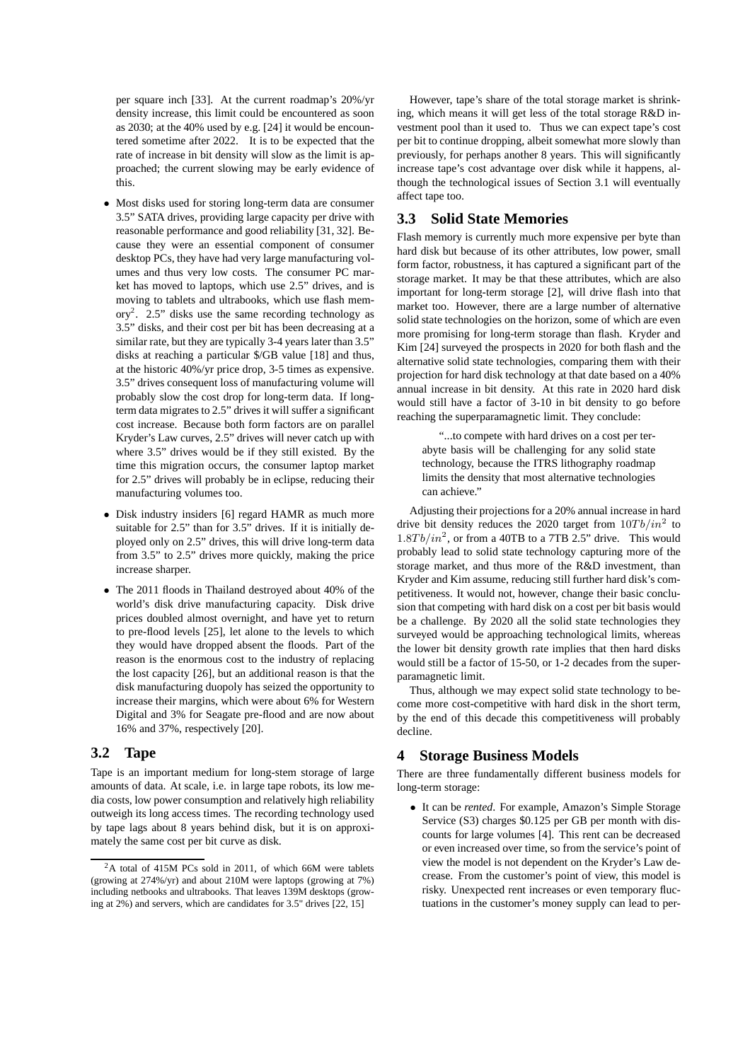per square inch [33]. At the current roadmap's 20%/yr density increase, this limit could be encountered as soon as 2030; at the 40% used by e.g. [24] it would be encountered sometime after 2022. It is to be expected that the rate of increase in bit density will slow as the limit is approached; the current slowing may be early evidence of this.

- Most disks used for storing long-term data are consumer 3.5" SATA drives, providing large capacity per drive with reasonable performance and good reliability [31, 32]. Because they were an essential component of consumer desktop PCs, they have had very large manufacturing volumes and thus very low costs. The consumer PC market has moved to laptops, which use 2.5" drives, and is moving to tablets and ultrabooks, which use flash memory[2]. 2.5" disks use the same recording technology as 3.5" disks, and their cost per bit has been decreasing at a similar rate, but they are typically 3-4 years later than 3.5" disks at reaching a particular $/GB value [18] and thus, at the historic 40%/yr price drop, 3-5 times as expensive. 3.5" drives consequent loss of manufacturing volume will probably slow the cost drop for long-term data. If long-term data migrates to 2.5" drives it will suffer a significant cost increase. Because both form factors are on parallel Kryder's Law curves, 2.5" drives will never catch up with where 3.5" drives would be if they still existed. By the time this migration occurs, the consumer laptop market for 2.5" drives will probably be in eclipse, reducing their manufacturing volumes too.
- Disk industry insiders [6] regard HAMR as much more suitable for 2.5" than for 3.5" drives. If it is initially deployed only on 2.5" drives, this will drive long-term data from 3.5" to 2.5" drives more quickly, making the price increase sharper.
- The 2011 floods in Thailand destroyed about 40% of the world's disk drive manufacturing capacity. Disk drive prices doubled almost overnight, and have yet to return to pre-flood levels [25], let alone to the levels to which they would have dropped absent the floods. Part of the reason is the enormous cost to the industry of replacing the lost capacity [26], but an additional reason is that the disk manufacturing duopoly has seized the opportunity to increase their margins, which were about 6% for Western Digital and 3% for Seagate pre-flood and are now about 16% and 37%, respectively [20].

## 3.2 Tape

Tape is an important medium for long-stem storage of large amounts of data. At scale, i.e. in large tape robots, its low media costs, low power consumption and relatively high reliability outweigh its long access times. The recording technology used by tape lags about 8 years behind disk, but it is on approximately the same cost per bit curve as disk.

[2] A total of 415M PCs sold in 2011, of which 66M were tablets (growing at 274%/yr) and about 210M were laptops (growing at 7%) including netbooks and ultrabooks. That leaves 139M desktops (growing at 2%) and servers, which are candidates for 3.5" drives [22, 15]

However, tape's share of the total storage market is shrinking, which means it will get less of the total storage R&D investment pool than it used to. Thus we can expect tape's cost per bit to continue dropping, albeit somewhat more slowly than previously, for perhaps another 8 years. This will significantly increase tape's cost advantage over disk while it happens, although the technological issues of Section 3.1 will eventually affect tape too.

## 3.3 Solid State Memories

Flash memory is currently much more expensive per byte than hard disk but because of its other attributes, low power, small form factor, robustness, it has captured a significant part of the storage market. It may be that these attributes, which are also important for long-term storage [2], will drive flash into that market too. However, there are a large number of alternative solid state technologies on the horizon, some of which are even more promising for long-term storage than flash. Kryder and Kim [24] surveyed the prospects in 2020 for both flash and the alternative solid state technologies, comparing them with their projection for hard disk technology at that date based on a 40% annual increase in bit density. At this rate in 2020 hard disk would still have a factor of 3-10 in bit density to go before reaching the superparamagnetic limit. They conclude:

> "...to compete with hard drives on a cost per terabyte basis will be challenging for any solid state technology, because the ITRS lithography roadmap limits the density that most alternative technologies can achieve."

Adjusting their projections for a 20% annual increase in hard drive bit density reduces the 2020 target from $10Tb/in^2$ to $1.8Tb/in^2$, or from a 40TB to a 7TB 2.5" drive. This would probably lead to solid state technology capturing more of the storage market, and thus more of the R&D investment, than Kryder and Kim assume, reducing still further hard disk's competitiveness. It would not, however, change their basic conclusion that competing with hard disk on a cost per bit basis would be a challenge. By 2020 all the solid state technologies they surveyed would be approaching technological limits, whereas the lower bit density growth rate implies that then hard disks would still be a factor of 15-50, or 1-2 decades from the superparamagnetic limit.

Thus, although we may expect solid state technology to become more cost-competitive with hard disk in the short term, by the end of this decade this competitiveness will probably decline.

# 4 Storage Business Models

There are three fundamentally different business models for long-term storage:

- It can be *rented*. For example, Amazon's Simple Storage Service (S3) charges $0.125 per GB per month with discounts for large volumes [4]. This rent can be decreased or even increased over time, so from the service's point of view the model is not dependent on the Kryder's Law decrease. From the customer's point of view, this model is risky. Unexpected rent increases or even temporary fluctuations in the customer's money supply can lead to per-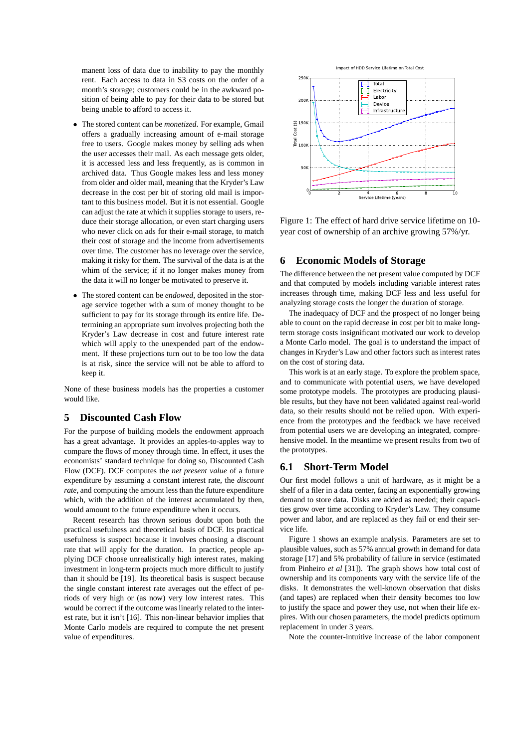manent loss of data due to inability to pay the monthly rent. Each access to data in S3 costs on the order of a month's storage; customers could be in the awkward position of being able to pay for their data to be stored but being unable to afford to access it.

- The stored content can be *monetized*. For example, Gmail offers a gradually increasing amount of e-mail storage free to users. Google makes money by selling ads when the user accesses their mail. As each message gets older, it is accessed less and less frequently, as is common in archived data. Thus Google makes less and less money from older and older mail, meaning that the Kryder's Law decrease in the cost per bit of storing old mail is important to this business model. But it is not essential. Google can adjust the rate at which it supplies storage to users, reduce their storage allocation, or even start charging users who never click on ads for their e-mail storage, to match their cost of storage and the income from advertisements over time. The customer has no leverage over the service, making it risky for them. The survival of the data is at the whim of the service; if it no longer makes money from the data it will no longer be motivated to preserve it.
- The stored content can be *endowed*, deposited in the storage service together with a sum of money thought to be sufficient to pay for its storage through its entire life. Determining an appropriate sum involves projecting both the Kryder's Law decrease in cost and future interest rate which will apply to the unexpended part of the endowment. If these projections turn out to be too low the data is at risk, since the service will not be able to afford to keep it.

None of these business models has the properties a customer would like.

## 5 Discounted Cash Flow

For the purpose of building models the endowment approach has a great advantage. It provides an apples-to-apples way to compare the flows of money through time. In effect, it uses the economists' standard technique for doing so, Discounted Cash Flow (DCF). DCF computes the *net present value* of a future expenditure by assuming a constant interest rate, the *discount rate*, and computing the amount less than the future expenditure which, with the addition of the interest accumulated by then, would amount to the future expenditure when it occurs.

Recent research has thrown serious doubt upon both the practical usefulness and theoretical basis of DCF. Its practical usefulness is suspect because it involves choosing a discount rate that will apply for the duration. In practice, people applying DCF choose unrealistically high interest rates, making investment in long-term projects much more difficult to justify than it should be [19]. Its theoretical basis is suspect because the single constant interest rate averages out the effect of periods of very high or (as now) very low interest rates. This would be correct if the outcome was linearly related to the interest rate, but it isn't [16]. This non-linear behavior implies that Monte Carlo models are required to compute the net present value of expenditures.

Figure 1: The effect of hard drive service lifetime on 10-year cost of ownership of an archive growing 57%/yr.

## 6 Economic Models of Storage

The difference between the net present value computed by DCF and that computed by models including variable interest rates increases through time, making DCF less and less useful for analyzing storage costs the longer the duration of storage.

The inadequacy of DCF and the prospect of no longer being able to count on the rapid decrease in cost per bit to make long-term storage costs insignificant motivated our work to develop a Monte Carlo model. The goal is to understand the impact of changes in Kryder's Law and other factors such as interest rates on the cost of storing data.

This work is at an early stage. To explore the problem space, and to communicate with potential users, we have developed some prototype models. The prototypes are producing plausible results, but they have not been validated against real-world data, so their results should not be relied upon. With experience from the prototypes and the feedback we have received from potential users we are developing an integrated, comprehensive model. In the meantime we present results from two of the prototypes.

### 6.1 Short-Term Model

Our first model follows a unit of hardware, as it might be a shelf of a filer in a data center, facing an exponentially growing demand to store data. Disks are added as needed; their capacities grow over time according to Kryder's Law. They consume power and labor, and are replaced as they fail or end their service life.

Figure 1 shows an example analysis. Parameters are set to plausible values, such as 57% annual growth in demand for data storage [17] and 5% probability of failure in service (estimated from Pinheiro *et al* [31]). The graph shows how total cost of ownership and its components vary with the service life of the disks. It demonstrates the well-known observation that disks (and tapes) are replaced when their density becomes too low to justify the space and power they use, not when their life expires. With our chosen parameters, the model predicts optimum replacement in under 3 years.

Note the counter-intuitive increase of the labor component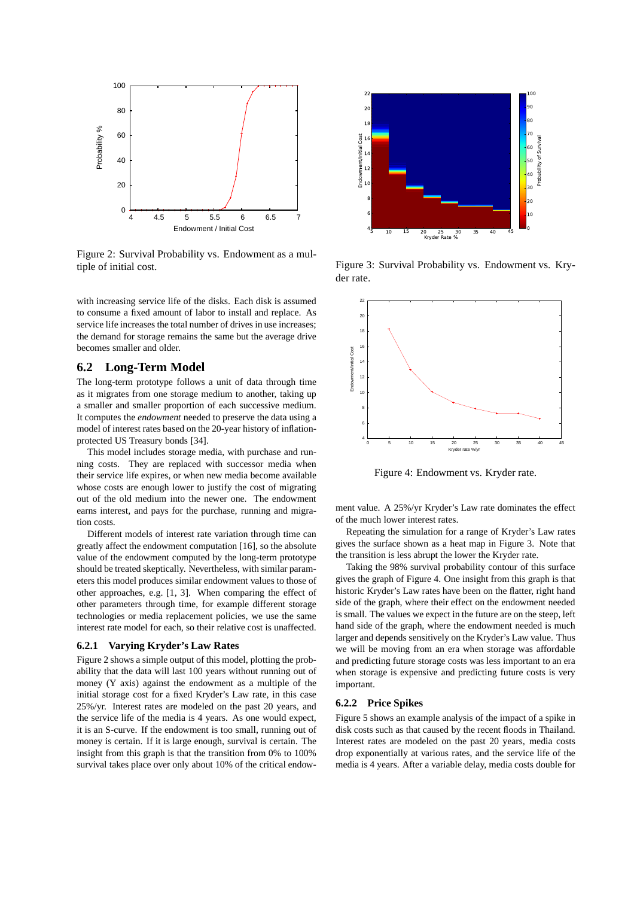Figure 2: Survival Probability vs. Endowment as a multiple of initial cost.

with increasing service life of the disks. Each disk is assumed to consume a fixed amount of labor to install and replace. As service life increases the total number of drives in use increases; the demand for storage remains the same but the average drive becomes smaller and older.

## 6.2 Long-Term Model

The long-term prototype follows a unit of data through time as it migrates from one storage medium to another, taking up a smaller and smaller proportion of each successive medium. It computes the *endowment* needed to preserve the data using a model of interest rates based on the 20-year history of inflation-protected US Treasury bonds [34].

This model includes storage media, with purchase and running costs. They are replaced with successor media when their service life expires, or when new media become available whose costs are enough lower to justify the cost of migrating out of the old medium into the newer one. The endowment earns interest, and pays for the purchase, running and migration costs.

Different models of interest rate variation through time can greatly affect the endowment computation [16], so the absolute value of the endowment computed by the long-term prototype should be treated skeptically. Nevertheless, with similar parameters this model produces similar endowment values to those of other approaches, e.g. [1, 3]. When comparing the effect of other parameters through time, for example different storage technologies or media replacement policies, we use the same interest rate model for each, so their relative cost is unaffected.

### 6.2.1 Varying Kryder's Law Rates

Figure 2 shows a simple output of this model, plotting the probability that the data will last 100 years without running out of money (Y axis) against the endowment as a multiple of the initial storage cost for a fixed Kryder's Law rate, in this case 25%/yr. Interest rates are modeled on the past 20 years, and the service life of the media is 4 years. As one would expect, it is an S-curve. If the endowment is too small, running out of money is certain. If it is large enough, survival is certain. The insight from this graph is that the transition from 0% to 100% survival takes place over only about 10% of the critical endowment value. A 25%/yr Kryder's Law rate dominates the effect of the much lower interest rates.

Figure 3: Survival Probability vs. Endowment vs. Kryder rate.

Figure 4: Endowment vs. Kryder rate.

Repeating the simulation for a range of Kryder's Law rates gives the surface shown as a heat map in Figure 3. Note that the transition is less abrupt the lower the Kryder rate.

Taking the 98% survival probability contour of this surface gives the graph of Figure 4. One insight from this graph is that historic Kryder's Law rates have been on the flatter, right hand side of the graph, where their effect on the endowment needed is small. The values we expect in the future are on the steep, left hand side of the graph, where the endowment needed is much larger and depends sensitively on the Kryder's Law value. Thus we will be moving from an era when storage was affordable and predicting future storage costs was less important to an era when storage is expensive and predicting future costs is very important.

### 6.2.2 Price Spikes

Figure 5 shows an example analysis of the impact of a spike in disk costs such as that caused by the recent floods in Thailand. Interest rates are modeled on the past 20 years, media costs drop exponentially at various rates, and the service life of the media is 4 years. After a variable delay, media costs double for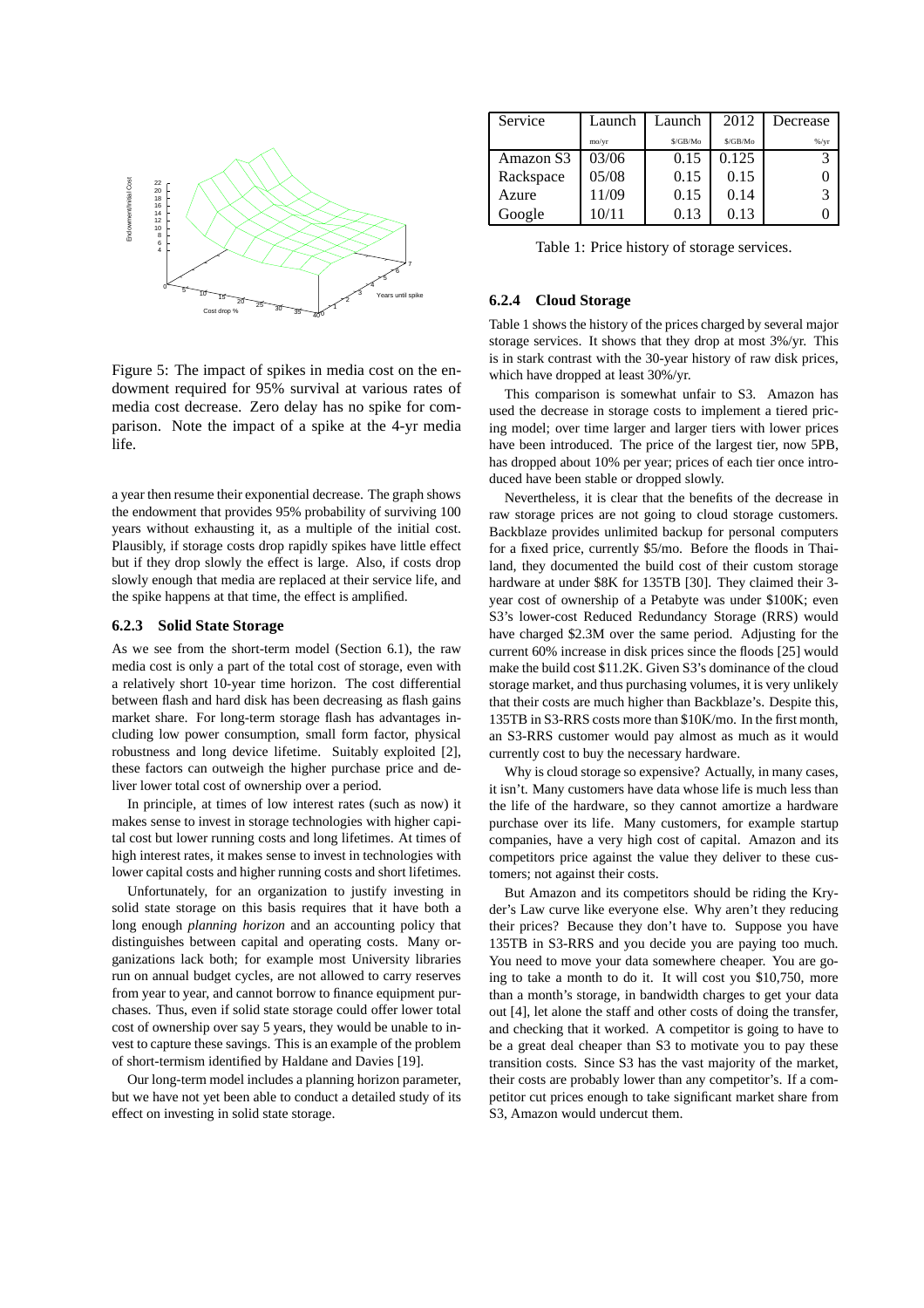Figure 5: The impact of spikes in media cost on the endowment required for 95% survival at various rates of media cost decrease. Zero delay has no spike for comparison. Note the impact of a spike at the 4-yr media life.

a year then resume their exponential decrease. The graph shows the endowment that provides 95% probability of surviving 100 years without exhausting it, as a multiple of the initial cost. Plausibly, if storage costs drop rapidly spikes have little effect but if they drop slowly the effect is large. Also, if costs drop slowly enough that media are replaced at their service life, and the spike happens at that time, the effect is amplified.

### 6.2.3 Solid State Storage

As we see from the short-term model (Section 6.1), the raw media cost is only a part of the total cost of storage, even with a relatively short 10-year time horizon. The cost differential between flash and hard disk has been decreasing as flash gains market share. For long-term storage flash has advantages including low power consumption, small form factor, physical robustness and long device lifetime. Suitably exploited [2], these factors can outweigh the higher purchase price and deliver lower total cost of ownership than disk.

In principle, at times of low interest rates (such as now) it makes sense to invest in storage technologies with higher capital cost but lower running costs and long lifetimes. At times of high interest rates, it makes sense to invest in technologies with lower capital costs and higher running costs and short lifetimes.

Unfortunately, for an organization to justify investing in solid state storage on this basis requires that it have both a long enough *planning horizon* and an accounting policy that distinguishes between capital and operating costs. Many organizations lack both; for example most University libraries run on annual budget cycles, are not allowed to carry reserves from year to year, and cannot borrow to finance equipment purchases. Thus, even if solid state storage could offer lower total cost of ownership over say 5 years, they would be unable to invest to capture these savings. This is an example of the problem of short-termism identified by Haldane and Davies [19].

Our long-term model includes a planning horizon parameter, but we have not yet been able to conduct a detailed study of its effect on investing in solid state storage.

| Service | Launch | Launch | 2012 | Decrease |
|---|---|---|---|---|
| | mo/yr | \$/GB/Mo | \$/GB/Mo | %/yr |
| Amazon S3 | 03/06 | 0.15 | 0.125 | 3 |
| Rackspace | 05/08 | 0.15 | 0.15 | 0 |
| Azure | 11/09 | 0.15 | 0.14 | 3 |
| Google | 10/11 | 0.13 | 0.13 | 0 |

Table 1: Price history of storage services.

### 6.2.4 Cloud Storage

Table 1 shows the history of the prices charged by several major storage services. It shows that they drop at most 3%/yr. This is in stark contrast with the 30-year history of raw disk prices, which have dropped at least 30%/yr.

This comparison is somewhat unfair to S3. Amazon has used the decrease in storage costs to implement a tiered pricing model; over time larger and larger tiers with lower prices have been introduced. The price of the largest tier, now 5PB, has dropped about 10% per year; prices of each tier once introduced have been stable or dropped slowly.

Nevertheless, it is clear that the benefits of the decrease in raw storage prices are not going to cloud storage customers. Backblaze provides unlimited backup for personal computers for a fixed price, currently \$5/mo. Before the floods in Thailand, they documented the build cost of their custom storage hardware at under \$8K for 135TB [30]. They claimed their 3-year cost of ownership of a Petabyte was under \$100K; even S3's lower-cost Reduced Redundancy Storage (RRS) would have charged \$2.3M over the same period. Adjusting for the current 60% increase in disk prices since the floods [25] would make the build cost \$11.2K. Given S3's dominance of the cloud storage market, and thus purchasing volumes, it is very unlikely that their costs are much higher than Backblaze's. Despite this, 135TB in S3-RRS costs more than \$10K/mo. In the first month, an S3-RRS customer would pay almost as much as it would currently cost to buy the necessary hardware.

Why is cloud storage so expensive? Actually, in many cases, it isn't. Many customers have data whose life is much less than the life of the hardware, so they cannot amortize a hardware purchase over its life. Many customers, for example startup companies, have a very high cost of capital. Amazon and its competitors price against the value they deliver to these customers; not against their costs.

But Amazon and its competitors should be riding the Kryder's Law curve like everyone else. Why aren't they reducing their prices? Because they don't have to. Suppose you have 135TB in S3-RRS and you decide you are paying too much. You need to move your data somewhere cheaper. You are going to take a month to do it. It will cost you \$10,750, more than a month's storage, in bandwidth charges to get your data out [4], let alone the staff and other costs of doing the transfer, and checking that it worked. A competitor is going to have to be a great deal cheaper than S3 to motivate you to pay these transition costs. Since S3 has the vast majority of the market, their costs are probably lower than any competitor's. If a competitor cut prices enough to take significant market share from S3, Amazon would undercut them.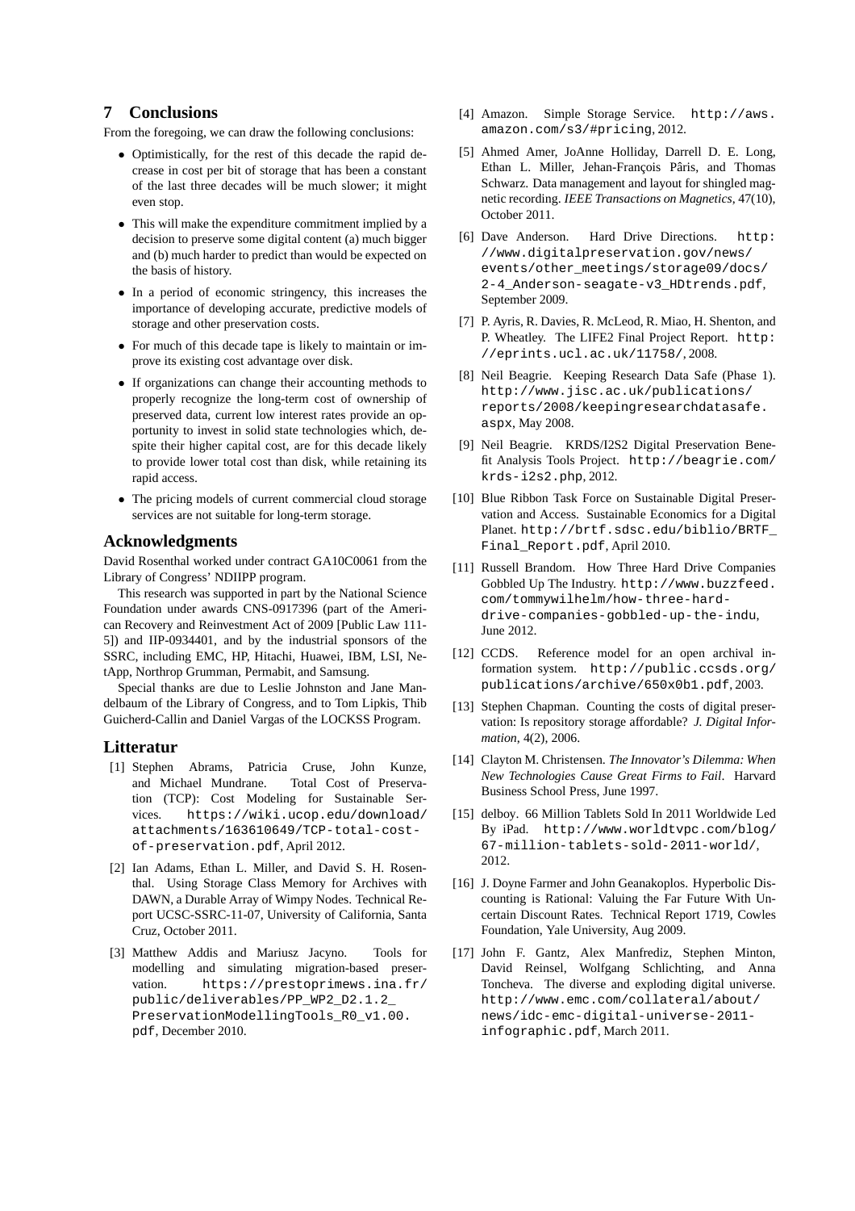## 7 Conclusions

From the foregoing, we can draw the following conclusions:

- Optimistically, for the rest of this decade the rapid decrease in cost per bit of storage that has been a constant of the last three decades will be much slower; it might even stop.
- This will make the expenditure commitment implied by a decision to preserve some digital content (a) much bigger and (b) much harder to predict than would be expected on the basis of history.
- In a period of economic stringency, this increases the importance of developing accurate, predictive models of storage and other preservation costs.
- For much of this decade tape is likely to maintain or improve its existing cost advantage over disk.
- If organizations can change their accounting methods to properly recognize the long-term cost of ownership of preserved data, current low interest rates provide an opportunity to invest in solid state technologies which, despite their higher capital cost, are for this decade likely to provide lower total cost than disk, while retaining its rapid access.
- The pricing models of current commercial cloud storage services are not suitable for long-term storage.

## Acknowledgments

David Rosenthal worked under contract GA10C0061 from the Library of Congress' NDIIPP program.

This research was supported in part by the National Science Foundation under awards CNS-0917396 (part of the American Recovery and Reinvestment Act of 2009 [Public Law 111-5]) and IIP-0934401, and by the industrial sponsors of the SSRC, including EMC, HP, Hitachi, Huawei, IBM, LSI, NetApp, Northrop Grumman, Permabit, and Samsung.

Special thanks are due to Leslie Johnston and Jane Mandelbaum of the Library of Congress, and to Tom Lipkis, Thib Guicherd-Callin and Daniel Vargas of the LOCKSS Program.

## Litteratur

[1] Stephen Abrams, Patricia Cruse, John Kunze, and Michael Mundrane. Total Cost of Preservation (TCP): Cost Modeling for Sustainable Services. https://wiki.ucop.edu/download/attachments/163610649/TCP-total-cost-of-preservation.pdf, April 2012.

[2] Ian Adams, Ethan L. Miller, and David S. H. Rosenthal. Using Storage Class Memory for Archives with DAWN, a Durable Array of Wimpy Nodes. Technical Report UCSC-SSRC-11-07, University of California, Santa Cruz, October 2011.

[3] Matthew Addis and Mariusz Jacyno. Tools for modelling and simulating migration-based preservation. https://prestoprimews.ina.fr/public/deliverables/PP_WP2_D2.1.2_PreservationModellingTools_R0_v1.00.pdf, December 2010.

[4] Amazon. Simple Storage Service. http://aws.amazon.com/s3/#pricing, 2012.

[5] Ahmed Amer, JoAnne Holliday, Darrell D. E. Long, Ethan L. Miller, Jehan-François Pâris, and Thomas Schwarz. Data management and layout for shingled magnetic recording. *IEEE Transactions on Magnetics*, 47(10), October 2011.

[6] Dave Anderson. Hard Drive Directions. http://www.digitalpreservation.gov/news/events/other_meetings/storage09/docs/2-4_Anderson-seagate-v3_HDtrends.pdf, September 2009.

[7] P. Ayris, R. Davies, R. McLeod, R. Miao, H. Shenton, and P. Wheatley. The LIFE2 Final Project Report. http://eprints.ucl.ac.uk/11758/, 2008.

[8] Neil Beagrie. Keeping Research Data Safe (Phase 1). http://www.jisc.ac.uk/publications/reports/2008/keepingresearchdatasafe.aspx, May 2008.

[9] Neil Beagrie. KRDS/I2S2 Digital Preservation Benefit Analysis Tools Project. http://beagrie.com/krds-i2s2.php, 2012.

[10] Blue Ribbon Task Force on Sustainable Digital Preservation and Access. Sustainable Economics for a Digital Planet. http://brtf.sdsc.edu/biblio/BRTF_Final_Report.pdf, April 2010.

[11] Russell Brandom. How Three Hard Drive Companies Gobbled Up The Industry. http://www.buzzfeed.com/tommywilhelm/how-three-hard-drive-companies-gobbled-up-the-indu, June 2012.

[12] CCDS. Reference model for an open archival information system. http://public.ccsds.org/publications/archive/650x0b1.pdf, 2003.

[13] Stephen Chapman. Counting the costs of digital preservation: Is repository storage affordable? *J. Digital Information*, 4(2), 2006.

[14] Clayton M. Christensen. *The Innovator's Dilemma: When New Technologies Cause Great Firms to Fail*. Harvard Business School Press, June 1997.

[15] delboy. 66 Million Tablets Sold In 2011 Worldwide Led By iPad. http://www.worldtvpc.com/blog/67-million-tablets-sold-2011-world/, 2012.

[16] J. Doyne Farmer and John Geanakoplos. Hyperbolic Discounting is Rational: Valuing the Far Future With Uncertain Discount Rates. Technical Report 1719, Cowles Foundation, Yale University, Aug 2009.

[17] John F. Gantz, Alex Manfrediz, Stephen Minton, David Reinsel, Wolfgang Schlichting, and Anna Toncheva. The diverse and exploding digital universe. http://www.emc.com/collateral/about/news/idc-emc-digital-universe-2011-infographic.pdf, March 2011.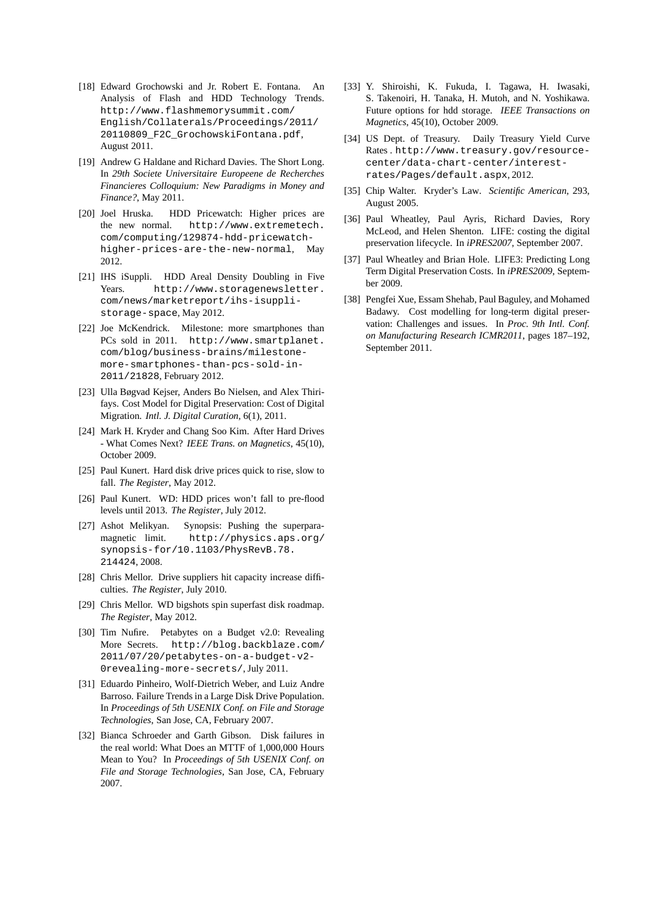[18] Edward Grochowski and Jr. Robert E. Fontana. An Analysis of Flash and HDD Technology Trends. http://www.flashmemorysummit.com/English/Collaterals/Proceedings/2011/20110809_F2C_GrochowskiFontana.pdf, August 2011.

[19] Andrew G Haldane and Richard Davies. The Short Long. In *29th Societe Universitaire Europeene de Recherches Financieres Colloquium: New Paradigms in Money and Finance?*, May 2011.

[20] Joel Hruska. HDD Pricewatch: Higher prices are the new normal. http://www.extremetech.com/computing/129874-hdd-pricewatch-higher-prices-are-the-new-normal, May 2012.

[21] IHS iSuppli. HDD Areal Density Doubling in Five Years. http://www.storagenewsletter.com/news/marketreport/ihs-isuppli-storage-space, May 2012.

[22] Joe McKendrick. Milestone: more smartphones than PCs sold in 2011. http://www.smartplanet.com/blog/business-brains/milestone-more-smartphones-than-pcs-sold-in-2011/21828, February 2012.

[23] Ulla Bøgvad Kejser, Anders Bo Nielsen, and Alex Thirifays. Cost Model for Digital Preservation: Cost of Digital Migration. *Intl. J. Digital Curation*, 6(1), 2011.

[24] Mark H. Kryder and Chang Soo Kim. After Hard Drives - What Comes Next? *IEEE Trans. on Magnetics*, 45(10), October 2009.

[25] Paul Kunert. Hard disk drive prices quick to rise, slow to fall. *The Register*, May 2012.

[26] Paul Kunert. WD: HDD prices won't fall to pre-flood levels until 2013. *The Register*, July 2012.

[27] Ashot Melikyan. Synopsis: Pushing the superparamagnetic limit. http://physics.aps.org/synopsis-for/10.1103/PhysRevB.78.214424, 2008.

[28] Chris Mellor. Drive suppliers hit capacity increase difficulties. *The Register*, July 2010.

[29] Chris Mellor. WD bigshots spin superfast disk roadmap. *The Register*, May 2012.

[30] Tim Nufire. Petabytes on a Budget v2.0: Revealing More Secrets. http://blog.backblaze.com/2011/07/20/petabytes-on-a-budget-v2-0revealing-more-secrets/, July 2011.

[31] Eduardo Pinheiro, Wolf-Dietrich Weber, and Luiz Andre Barroso. Failure Trends in a Large Disk Drive Population. In *Proceedings of 5th USENIX Conf. on File and Storage Technologies*, San Jose, CA, February 2007.

[32] Bianca Schroeder and Garth Gibson. Disk failures in the real world: What Does an MTTF of 1,000,000 Hours Mean to You? In *Proceedings of 5th USENIX Conf. on File and Storage Technologies*, San Jose, CA, February 2007.

[33] Y. Shiroishi, K. Fukuda, I. Tagawa, H. Iwasaki, S. Takenoiri, H. Tanaka, H. Mutoh, and N. Yoshikawa. Future options for hdd storage. *IEEE Transactions on Magnetics*, 45(10), October 2009.

[34] US Dept. of Treasury. Daily Treasury Yield Curve Rates . http://www.treasury.gov/resource-center/data-chart-center/interest-rates/Pages/default.aspx, 2012.

[35] Chip Walter. Kryder's Law. *Scientific American*, 293, August 2005.

[36] Paul Wheatley, Paul Ayris, Richard Davies, Rory McLeod, and Helen Shenton. LIFE: costing the digital preservation lifecycle. In *iPRES2007*, September 2007.

[37] Paul Wheatley and Brian Hole. LIFE3: Predicting Long Term Digital Preservation Costs. In *iPRES2009*, September 2009.

[38] Pengfei Xue, Essam Shehab, Paul Baguley, and Mohamed Badawy. Cost modelling for long-term digital preservation: Challenges and issues. In *Proc. 9th Intl. Conf. on Manufacturing Research ICMR2011*, pages 187–192, September 2011.